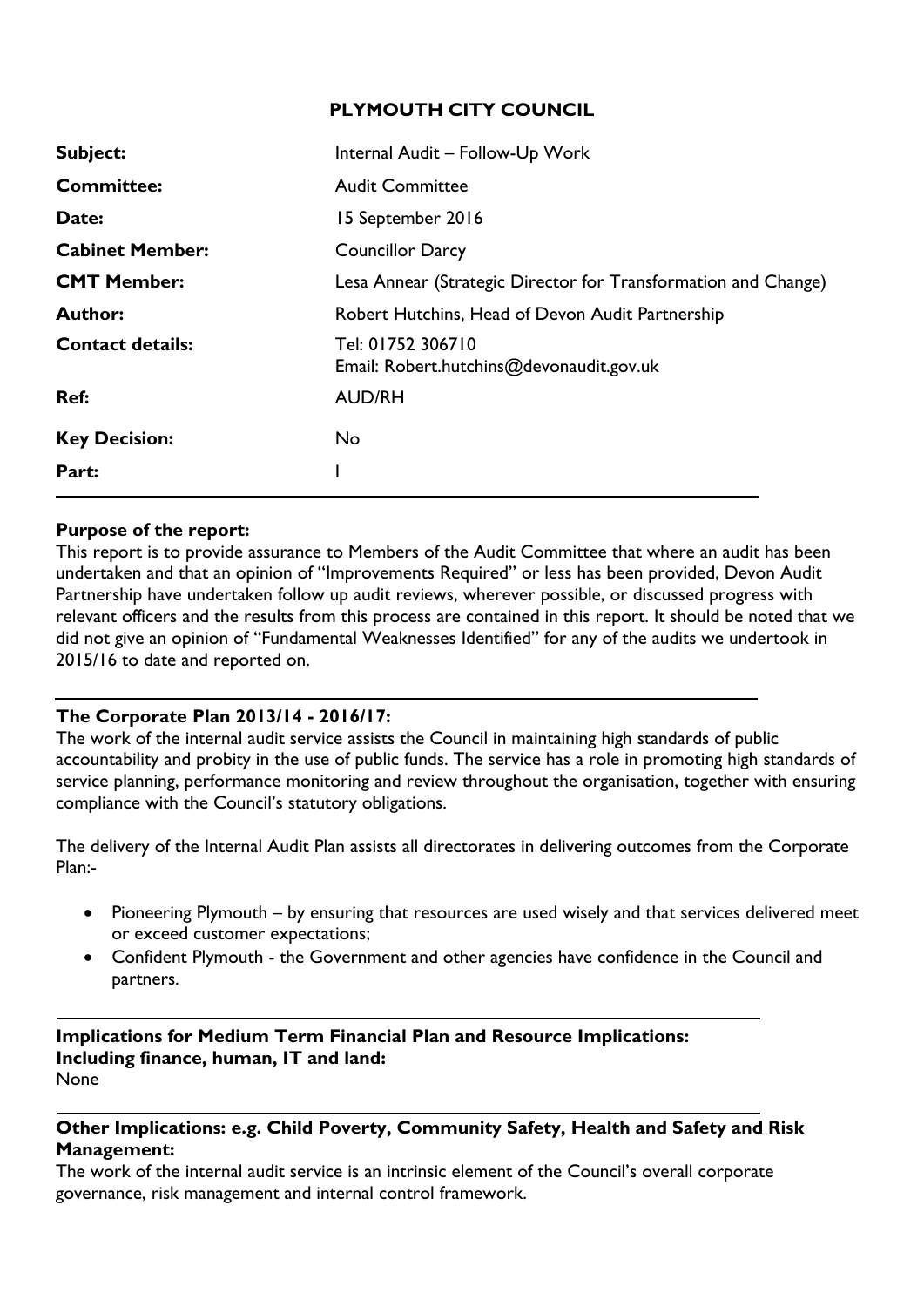# PLYMOUTH CITY COUNCIL

| | |
|---|---|
| **Subject:** | Internal Audit – Follow-Up Work |
| **Committee:** | Audit Committee |
| **Date:** | 15 September 2016 |
| **Cabinet Member:** | Councillor Darcy |
| **CMT Member:** | Lesa Annear (Strategic Director for Transformation and Change) |
| **Author:** | Robert Hutchins, Head of Devon Audit Partnership |
| **Contact details:** | Tel: 01752 306710<br>Email: Robert.hutchins@devonaudit.gov.uk |
| **Ref:** | AUD/RH |
| **Key Decision:** | No |
| **Part:** | I |

**Purpose of the report:**

This report is to provide assurance to Members of the Audit Committee that where an audit has been undertaken and that an opinion of "Improvements Required" or less has been provided, Devon Audit Partnership have undertaken follow up audit reviews, wherever possible, or discussed progress with relevant officers and the results from this process are contained in this report. It should be noted that we did not give an opinion of "Fundamental Weaknesses Identified" for any of the audits we undertook in 2015/16 to date and reported on.

**The Corporate Plan 2013/14 - 2016/17:**

The work of the internal audit service assists the Council in maintaining high standards of public accountability and probity in the use of public funds. The service has a role in promoting high standards of service planning, performance monitoring and review throughout the organisation, together with ensuring compliance with the Council's statutory obligations.

The delivery of the Internal Audit Plan assists all directorates in delivering outcomes from the Corporate Plan:-

- Pioneering Plymouth – by ensuring that resources are used wisely and that services delivered meet or exceed customer expectations;
- Confident Plymouth - the Government and other agencies have confidence in the Council and partners.

**Implications for Medium Term Financial Plan and Resource Implications: Including finance, human, IT and land:**

None

**Other Implications: e.g. Child Poverty, Community Safety, Health and Safety and Risk Management:**

The work of the internal audit service is an intrinsic element of the Council's overall corporate governance, risk management and internal control framework.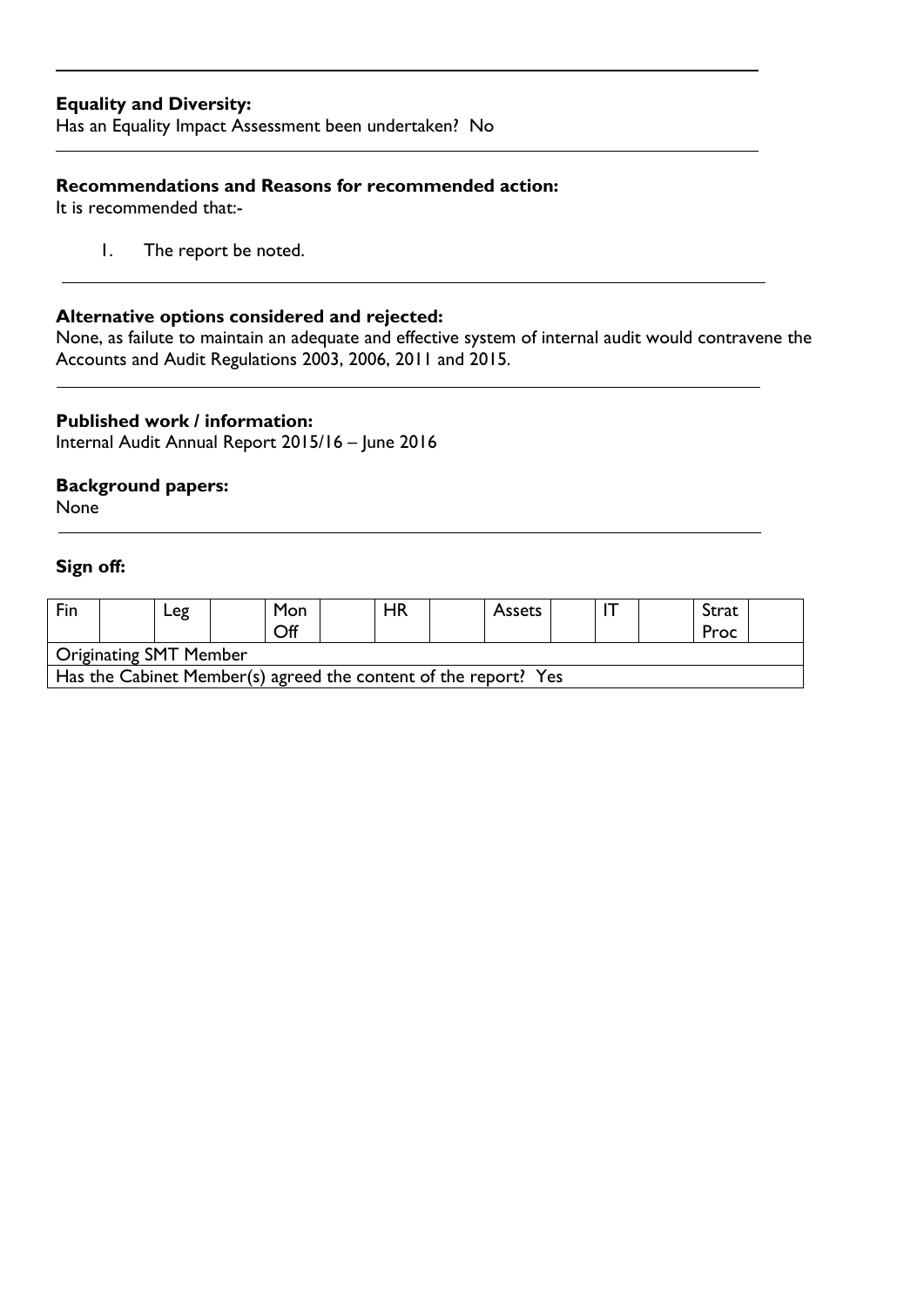**Equality and Diversity:**
Has an Equality Impact Assessment been undertaken? No

**Recommendations and Reasons for recommended action:**
It is recommended that:-

1. The report be noted.

**Alternative options considered and rejected:**
None, as failute to maintain an adequate and effective system of internal audit would contravene the Accounts and Audit Regulations 2003, 2006, 2011 and 2015.

**Published work / information:**
Internal Audit Annual Report 2015/16 – June 2016

**Background papers:**
None

**Sign off:**

| Fin | | Leg | | Mon Off | | HR | | Assets | | IT | | Strat Proc | |
|---|---|---|---|---|---|---|---|---|---|---|---|---|---|
| Originating SMT Member | | | | | | | | | | | | | |
| Has the Cabinet Member(s) agreed the content of the report? Yes | | | | | | | | | | | | | |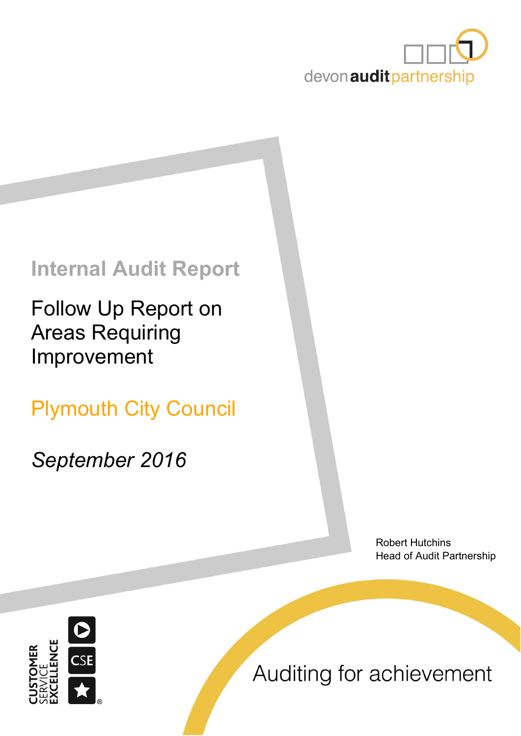devon audit partnership

# Internal Audit Report

## Follow Up Report on Areas Requiring Improvement

## Plymouth City Council

*September 2016*

Robert Hutchins
Head of Audit Partnership

Auditing for achievement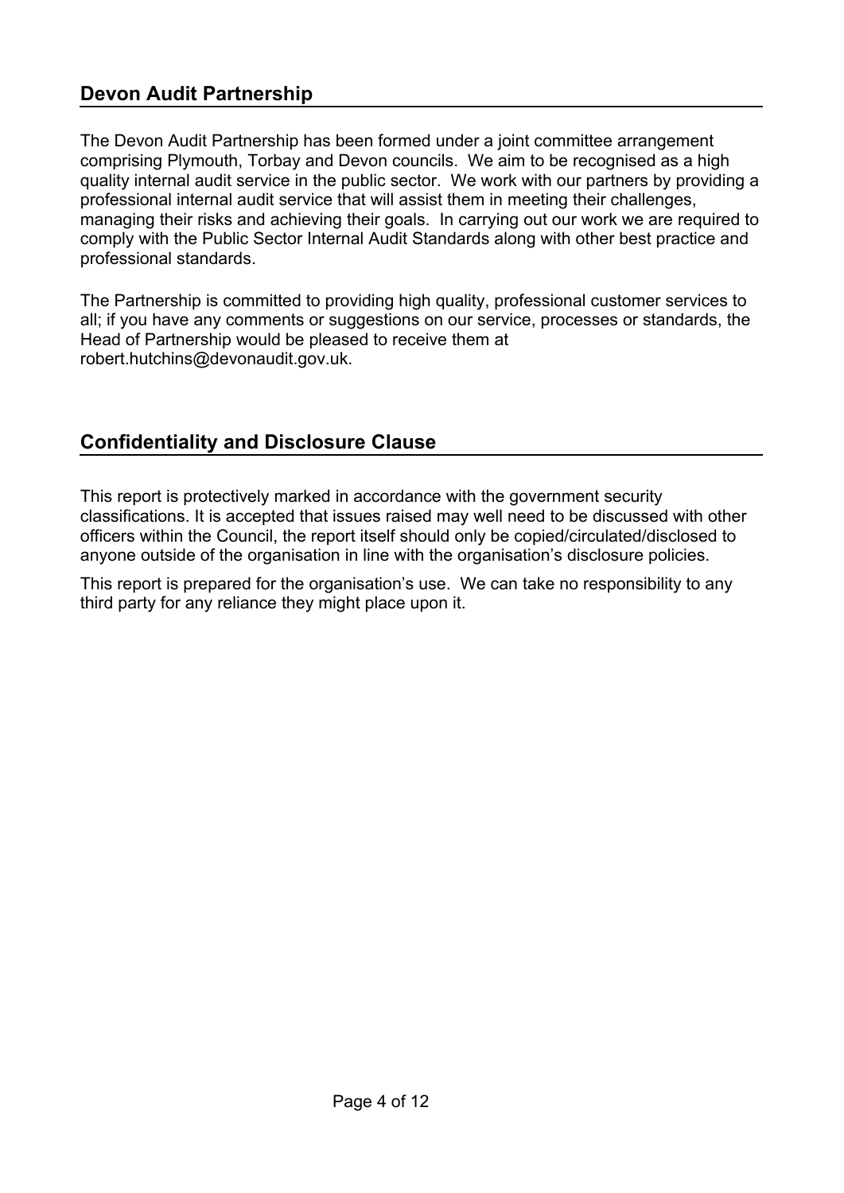## Devon Audit Partnership

The Devon Audit Partnership has been formed under a joint committee arrangement comprising Plymouth, Torbay and Devon councils. We aim to be recognised as a high quality internal audit service in the public sector. We work with our partners by providing a professional internal audit service that will assist them in meeting their challenges, managing their risks and achieving their goals. In carrying out our work we are required to comply with the Public Sector Internal Audit Standards along with other best practice and professional standards.

The Partnership is committed to providing high quality, professional customer services to all; if you have any comments or suggestions on our service, processes or standards, the Head of Partnership would be pleased to receive them at robert.hutchins@devonaudit.gov.uk.

## Confidentiality and Disclosure Clause

This report is protectively marked in accordance with the government security classifications. It is accepted that issues raised may well need to be discussed with other officers within the Council, the report itself should only be copied/circulated/disclosed to anyone outside of the organisation in line with the organisation's disclosure policies.

This report is prepared for the organisation's use. We can take no responsibility to any third party for any reliance they might place upon it.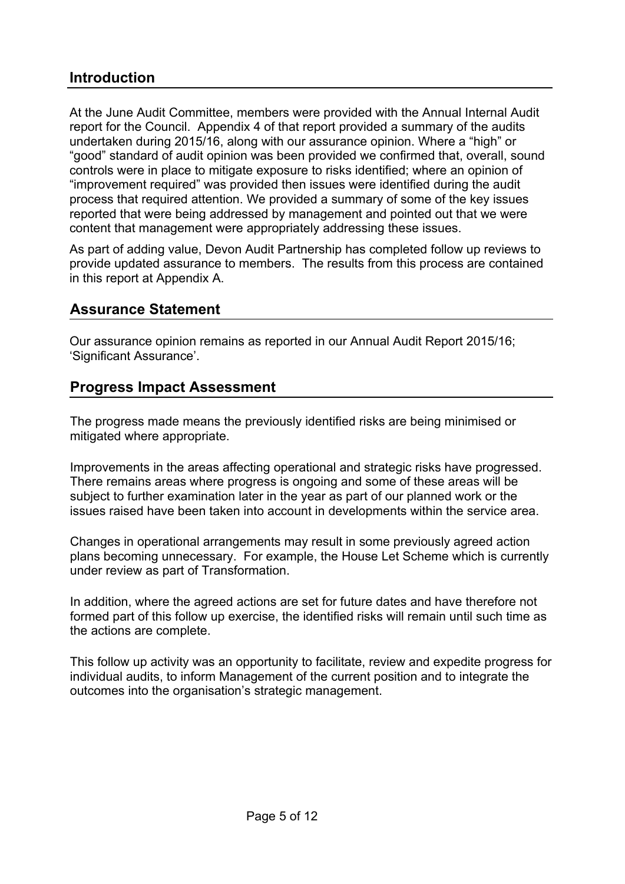## Introduction

At the June Audit Committee, members were provided with the Annual Internal Audit report for the Council. Appendix 4 of that report provided a summary of the audits undertaken during 2015/16, along with our assurance opinion. Where a "high" or "good" standard of audit opinion was been provided we confirmed that, overall, sound controls were in place to mitigate exposure to risks identified; where an opinion of "improvement required" was provided then issues were identified during the audit process that required attention. We provided a summary of some of the key issues reported that were being addressed by management and pointed out that we were content that management were appropriately addressing these issues.

As part of adding value, Devon Audit Partnership has completed follow up reviews to provide updated assurance to members. The results from this process are contained in this report at Appendix A.

## Assurance Statement

Our assurance opinion remains as reported in our Annual Audit Report 2015/16; 'Significant Assurance'.

## Progress Impact Assessment

The progress made means the previously identified risks are being minimised or mitigated where appropriate.

Improvements in the areas affecting operational and strategic risks have progressed. There remains areas where progress is ongoing and some of these areas will be subject to further examination later in the year as part of our planned work or the issues raised have been taken into account in developments within the service area.

Changes in operational arrangements may result in some previously agreed action plans becoming unnecessary. For example, the House Let Scheme which is currently under review as part of Transformation.

In addition, where the agreed actions are set for future dates and have therefore not formed part of this follow up exercise, the identified risks will remain until such time as the actions are complete.

This follow up activity was an opportunity to facilitate, review and expedite progress for individual audits, to inform Management of the current position and to integrate the outcomes into the organisation's strategic management.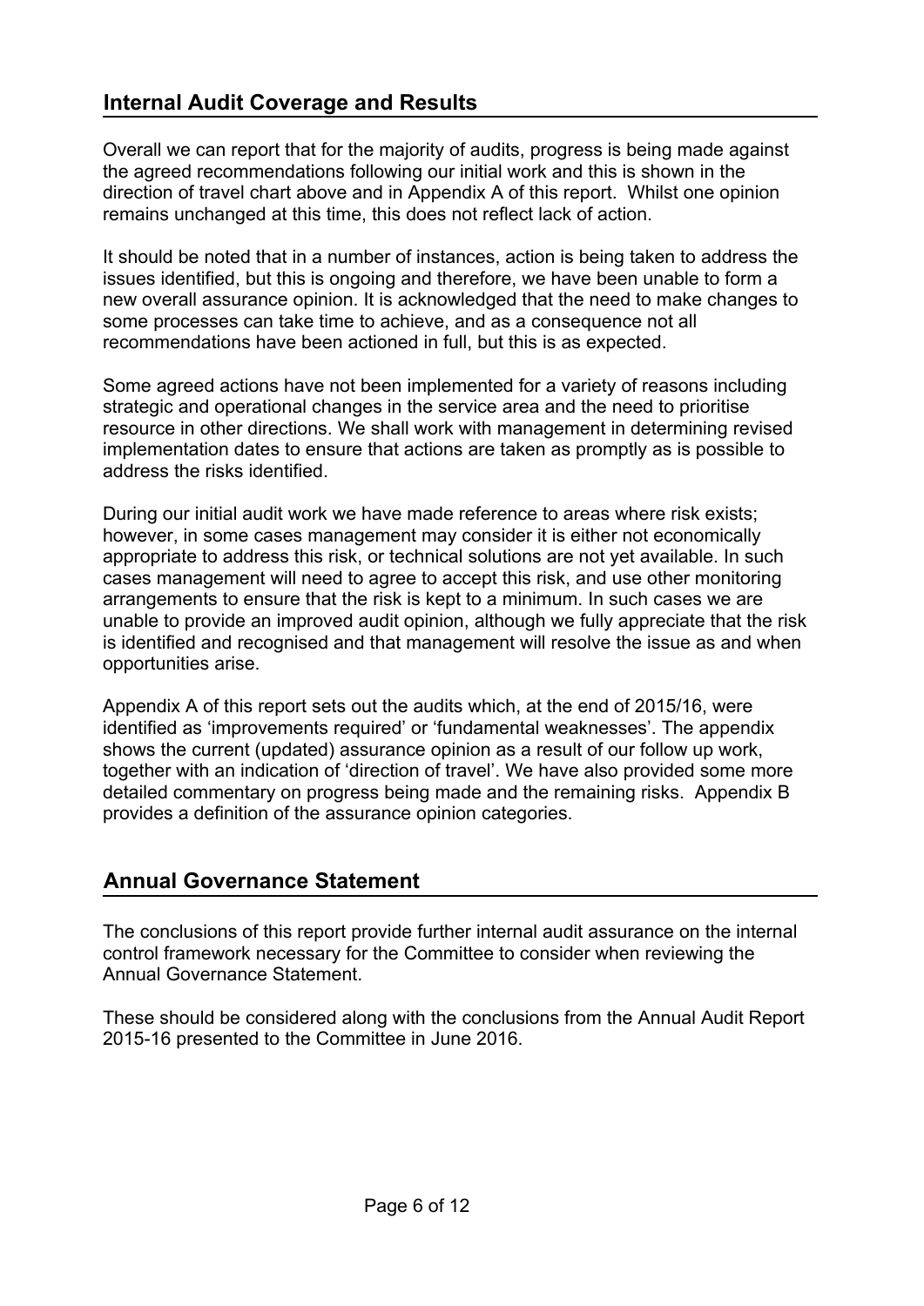## Internal Audit Coverage and Results

Overall we can report that for the majority of audits, progress is being made against the agreed recommendations following our initial work and this is shown in the direction of travel chart above and in Appendix A of this report. Whilst one opinion remains unchanged at this time, this does not reflect lack of action.

It should be noted that in a number of instances, action is being taken to address the issues identified, but this is ongoing and therefore, we have been unable to form a new overall assurance opinion. It is acknowledged that the need to make changes to some processes can take time to achieve, and as a consequence not all recommendations have been actioned in full, but this is as expected.

Some agreed actions have not been implemented for a variety of reasons including strategic and operational changes in the service area and the need to prioritise resource in other directions. We shall work with management in determining revised implementation dates to ensure that actions are taken as promptly as is possible to address the risks identified.

During our initial audit work we have made reference to areas where risk exists; however, in some cases management may consider it is either not economically appropriate to address this risk, or technical solutions are not yet available. In such cases management will need to agree to accept this risk, and use other monitoring arrangements to ensure that the risk is kept to a minimum. In such cases we are unable to provide an improved audit opinion, although we fully appreciate that the risk is identified and recognised and that management will resolve the issue as and when opportunities arise.

Appendix A of this report sets out the audits which, at the end of 2015/16, were identified as 'improvements required' or 'fundamental weaknesses'. The appendix shows the current (updated) assurance opinion as a result of our follow up work, together with an indication of 'direction of travel'. We have also provided some more detailed commentary on progress being made and the remaining risks. Appendix B provides a definition of the assurance opinion categories.

## Annual Governance Statement

The conclusions of this report provide further internal audit assurance on the internal control framework necessary for the Committee to consider when reviewing the Annual Governance Statement.

These should be considered along with the conclusions from the Annual Audit Report 2015-16 presented to the Committee in June 2016.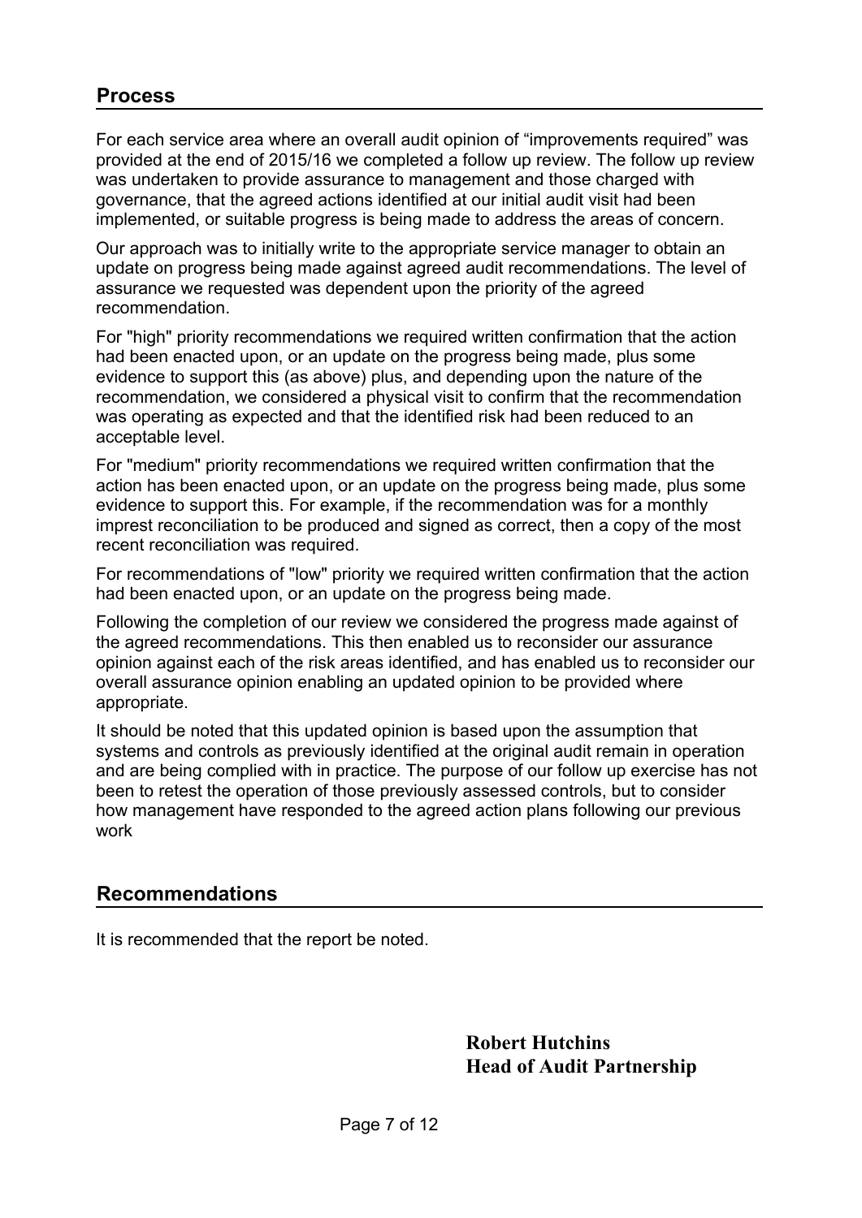## Process

For each service area where an overall audit opinion of "improvements required" was provided at the end of 2015/16 we completed a follow up review. The follow up review was undertaken to provide assurance to management and those charged with governance, that the agreed actions identified at our initial audit visit had been implemented, or suitable progress is being made to address the areas of concern.

Our approach was to initially write to the appropriate service manager to obtain an update on progress being made against agreed audit recommendations. The level of assurance we requested was dependent upon the priority of the agreed recommendation.

For "high" priority recommendations we required written confirmation that the action had been enacted upon, or an update on the progress being made, plus some evidence to support this (as above) plus, and depending upon the nature of the recommendation, we considered a physical visit to confirm that the recommendation was operating as expected and that the identified risk had been reduced to an acceptable level.

For "medium" priority recommendations we required written confirmation that the action has been enacted upon, or an update on the progress being made, plus some evidence to support this. For example, if the recommendation was for a monthly imprest reconciliation to be produced and signed as correct, then a copy of the most recent reconciliation was required.

For recommendations of "low" priority we required written confirmation that the action had been enacted upon, or an update on the progress being made.

Following the completion of our review we considered the progress made against of the agreed recommendations. This then enabled us to reconsider our assurance opinion against each of the risk areas identified, and has enabled us to reconsider our overall assurance opinion enabling an updated opinion to be provided where appropriate.

It should be noted that this updated opinion is based upon the assumption that systems and controls as previously identified at the original audit remain in operation and are being complied with in practice. The purpose of our follow up exercise has not been to retest the operation of those previously assessed controls, but to consider how management have responded to the agreed action plans following our previous work

## Recommendations

It is recommended that the report be noted.

**Robert Hutchins**
**Head of Audit Partnership**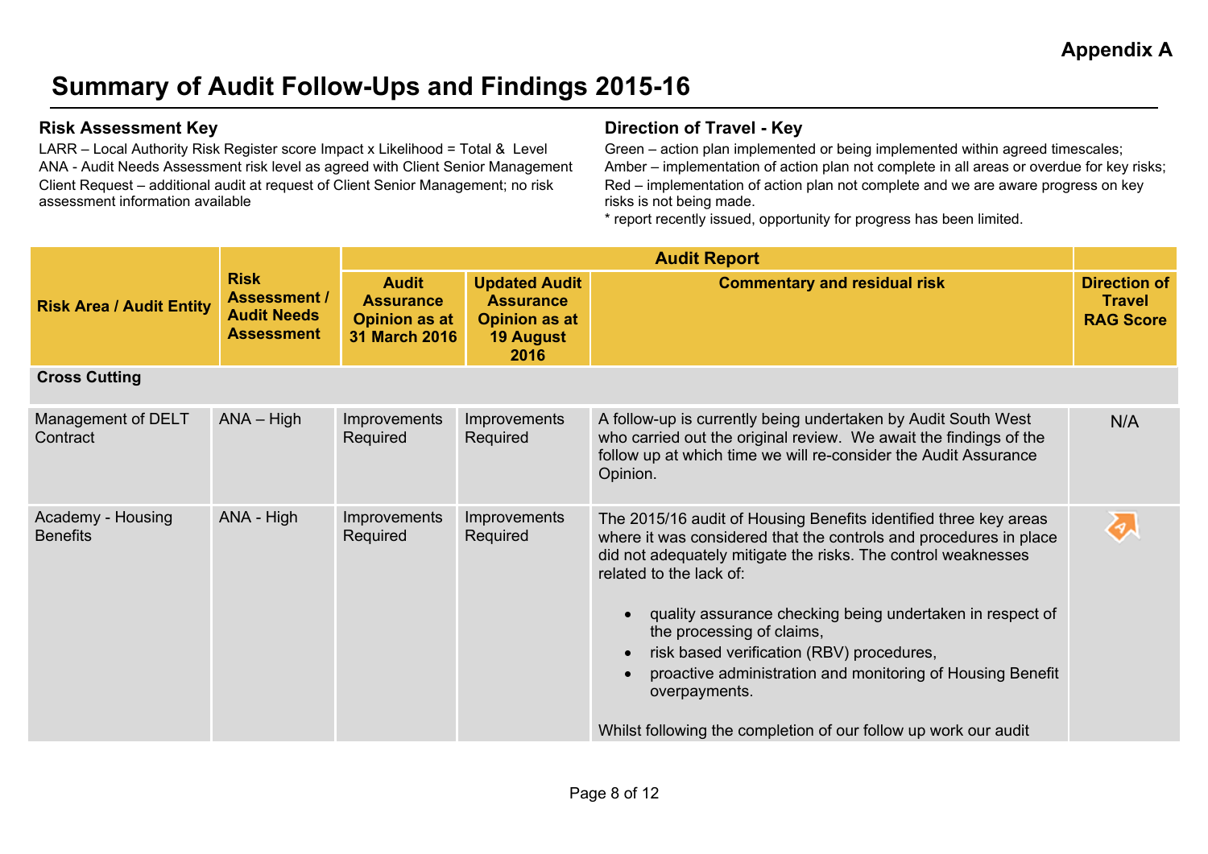**Appendix A**

# Summary of Audit Follow-Ups and Findings 2015-16

### Risk Assessment Key

LARR – Local Authority Risk Register score Impact x Likelihood = Total & Level
ANA - Audit Needs Assessment risk level as agreed with Client Senior Management
Client Request – additional audit at request of Client Senior Management; no risk assessment information available

### Direction of Travel - Key

Green – action plan implemented or being implemented within agreed timescales;
Amber – implementation of action plan not complete in all areas or overdue for key risks;
Red – implementation of action plan not complete and we are aware progress on key risks is not being made.
* report recently issued, opportunity for progress has been limited.

| Risk Area / Audit Entity | Risk Assessment / Audit Needs Assessment | Audit Report | | | |
|---|---|---|---|---|---|
| | | Audit Assurance Opinion as at 31 March 2016 | Updated Audit Assurance Opinion as at 19 August 2016 | Commentary and residual risk | Direction of Travel RAG Score |
| **Cross Cutting** | | | | | |
| Management of DELT Contract | ANA – High | Improvements Required | Improvements Required | A follow-up is currently being undertaken by Audit South West who carried out the original review. We await the findings of the follow up at which time we will re-consider the Audit Assurance Opinion. | N/A |
| Academy - Housing Benefits | ANA - High | Improvements Required | Improvements Required | The 2015/16 audit of Housing Benefits identified three key areas where it was considered that the controls and procedures in place did not adequately mitigate the risks. The control weaknesses related to the lack of:<br><br>• quality assurance checking being undertaken in respect of the processing of claims,<br>• risk based verification (RBV) procedures,<br>• proactive administration and monitoring of Housing Benefit overpayments.<br><br>Whilst following the completion of our follow up work our audit | A |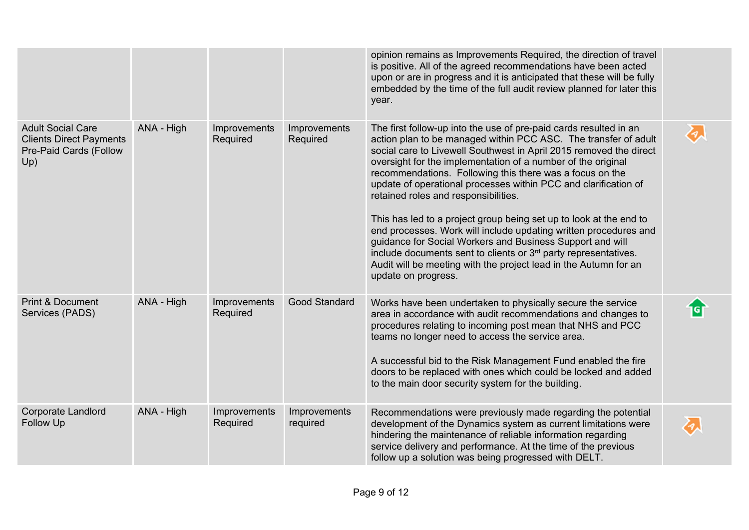| | | | | | |
|---|---|---|---|---|---|
| | | | | opinion remains as Improvements Required, the direction of travel is positive. All of the agreed recommendations have been acted upon or are in progress and it is anticipated that these will be fully embedded by the time of the full audit review planned for later this year. | |
| Adult Social Care Clients Direct Payments Pre-Paid Cards (Follow Up) | ANA - High | Improvements Required | Improvements Required | The first follow-up into the use of pre-paid cards resulted in an action plan to be managed within PCC ASC. The transfer of adult social care to Livewell Southwest in April 2015 removed the direct oversight for the implementation of a number of the original recommendations. Following this there was a focus on the update of operational processes within PCC and clarification of retained roles and responsibilities.<br><br>This has led to a project group being set up to look at the end to end processes. Work will include updating written procedures and guidance for Social Workers and Business Support and will include documents sent to clients or 3rd party representatives. Audit will be meeting with the project lead in the Autumn for an update on progress. | A |
| Print & Document Services (PADS) | ANA - High | Improvements Required | Good Standard | Works have been undertaken to physically secure the service area in accordance with audit recommendations and changes to procedures relating to incoming post mean that NHS and PCC teams no longer need to access the service area.<br><br>A successful bid to the Risk Management Fund enabled the fire doors to be replaced with ones which could be locked and added to the main door security system for the building. | G |
| Corporate Landlord Follow Up | ANA - High | Improvements Required | Improvements required | Recommendations were previously made regarding the potential development of the Dynamics system as current limitations were hindering the maintenance of reliable information regarding service delivery and performance. At the time of the previous follow up a solution was being progressed with DELT. | A |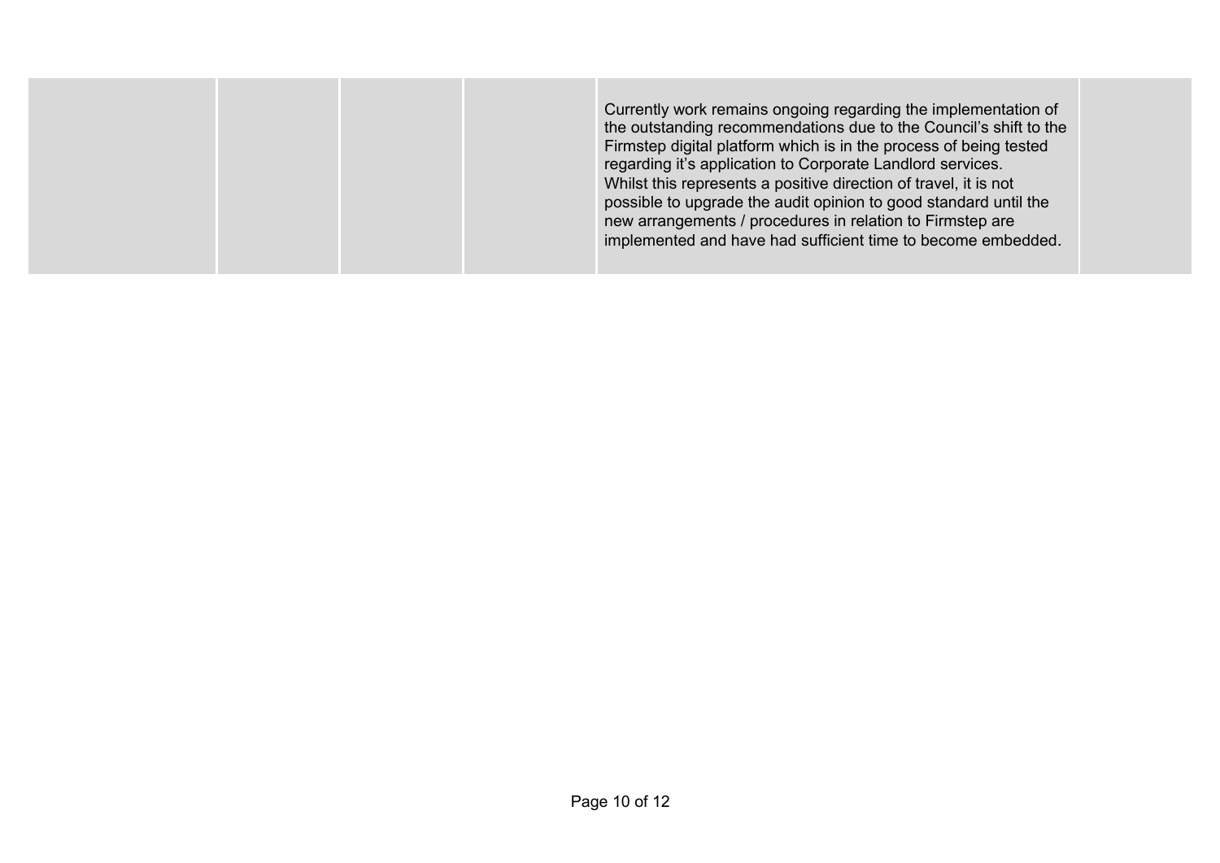| | | | | | |
|---|---|---|---|---|---|
| | | | | Currently work remains ongoing regarding the implementation of the outstanding recommendations due to the Council's shift to the Firmstep digital platform which is in the process of being tested regarding it's application to Corporate Landlord services.<br>Whilst this represents a positive direction of travel, it is not possible to upgrade the audit opinion to good standard until the new arrangements / procedures in relation to Firmstep are implemented and have had sufficient time to become embedded. | |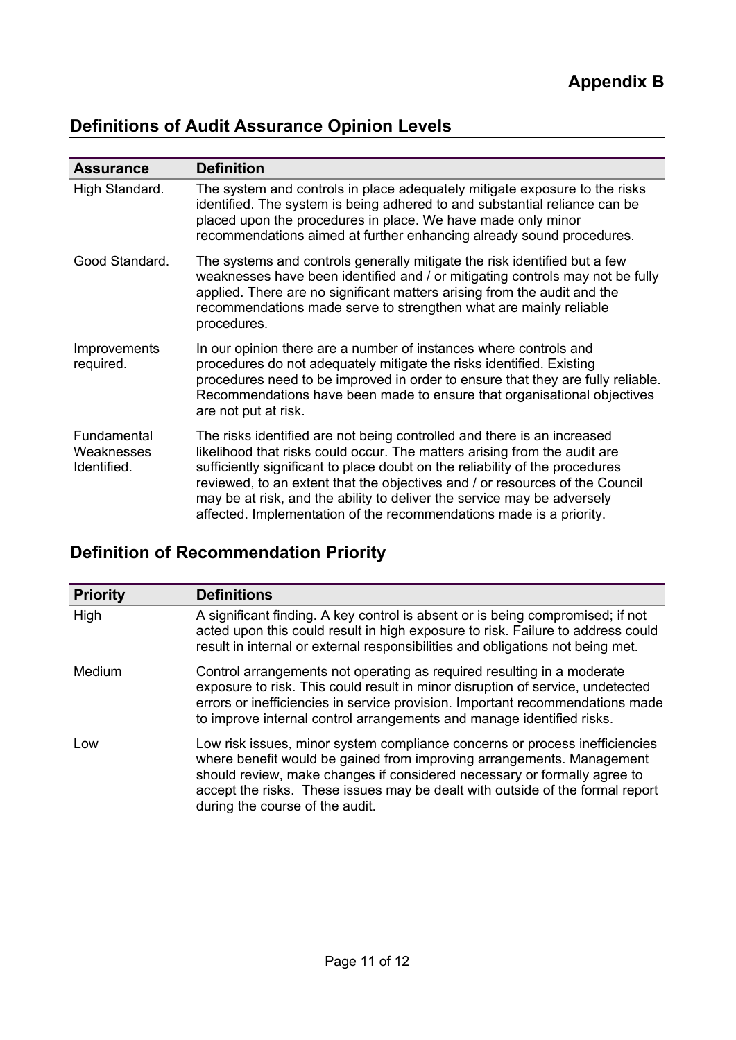# Appendix B

## Definitions of Audit Assurance Opinion Levels

| Assurance | Definition |
|---|---|
| High Standard. | The system and controls in place adequately mitigate exposure to the risks identified. The system is being adhered to and substantial reliance can be placed upon the procedures in place. We have made only minor recommendations aimed at further enhancing already sound procedures. |
| Good Standard. | The systems and controls generally mitigate the risk identified but a few weaknesses have been identified and / or mitigating controls may not be fully applied. There are no significant matters arising from the audit and the recommendations made serve to strengthen what are mainly reliable procedures. |
| Improvements required. | In our opinion there are a number of instances where controls and procedures do not adequately mitigate the risks identified. Existing procedures need to be improved in order to ensure that they are fully reliable. Recommendations have been made to ensure that organisational objectives are not put at risk. |
| Fundamental Weaknesses Identified. | The risks identified are not being controlled and there is an increased likelihood that risks could occur. The matters arising from the audit are sufficiently significant to place doubt on the reliability of the procedures reviewed, to an extent that the objectives and / or resources of the Council may be at risk, and the ability to deliver the service may be adversely affected. Implementation of the recommendations made is a priority. |

## Definition of Recommendation Priority

| Priority | Definitions |
|---|---|
| High | A significant finding. A key control is absent or is being compromised; if not acted upon this could result in high exposure to risk. Failure to address could result in internal or external responsibilities and obligations not being met. |
| Medium | Control arrangements not operating as required resulting in a moderate exposure to risk. This could result in minor disruption of service, undetected errors or inefficiencies in service provision. Important recommendations made to improve internal control arrangements and manage identified risks. |
| Low | Low risk issues, minor system compliance concerns or process inefficiencies where benefit would be gained from improving arrangements. Management should review, make changes if considered necessary or formally agree to accept the risks. These issues may be dealt with outside of the formal report during the course of the audit. |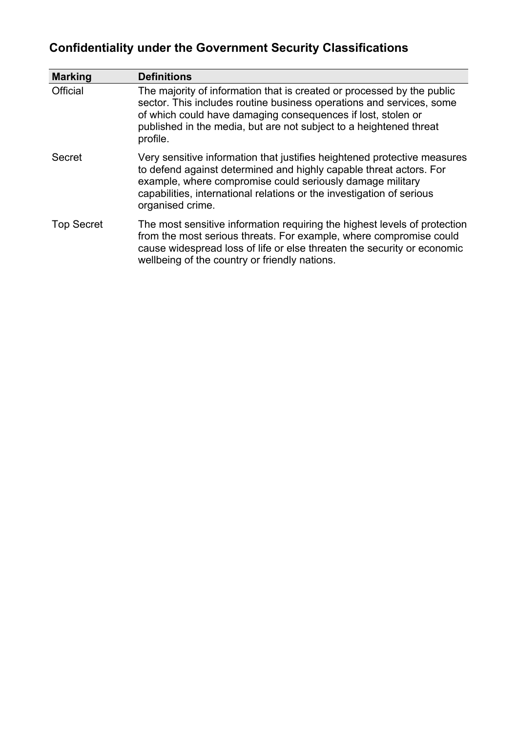## Confidentiality under the Government Security Classifications

| Marking | Definitions |
| --- | --- |
| Official | The majority of information that is created or processed by the public sector. This includes routine business operations and services, some of which could have damaging consequences if lost, stolen or published in the media, but are not subject to a heightened threat profile. |
| Secret | Very sensitive information that justifies heightened protective measures to defend against determined and highly capable threat actors. For example, where compromise could seriously damage military capabilities, international relations or the investigation of serious organised crime. |
| Top Secret | The most sensitive information requiring the highest levels of protection from the most serious threats. For example, where compromise could cause widespread loss of life or else threaten the security or economic wellbeing of the country or friendly nations. |